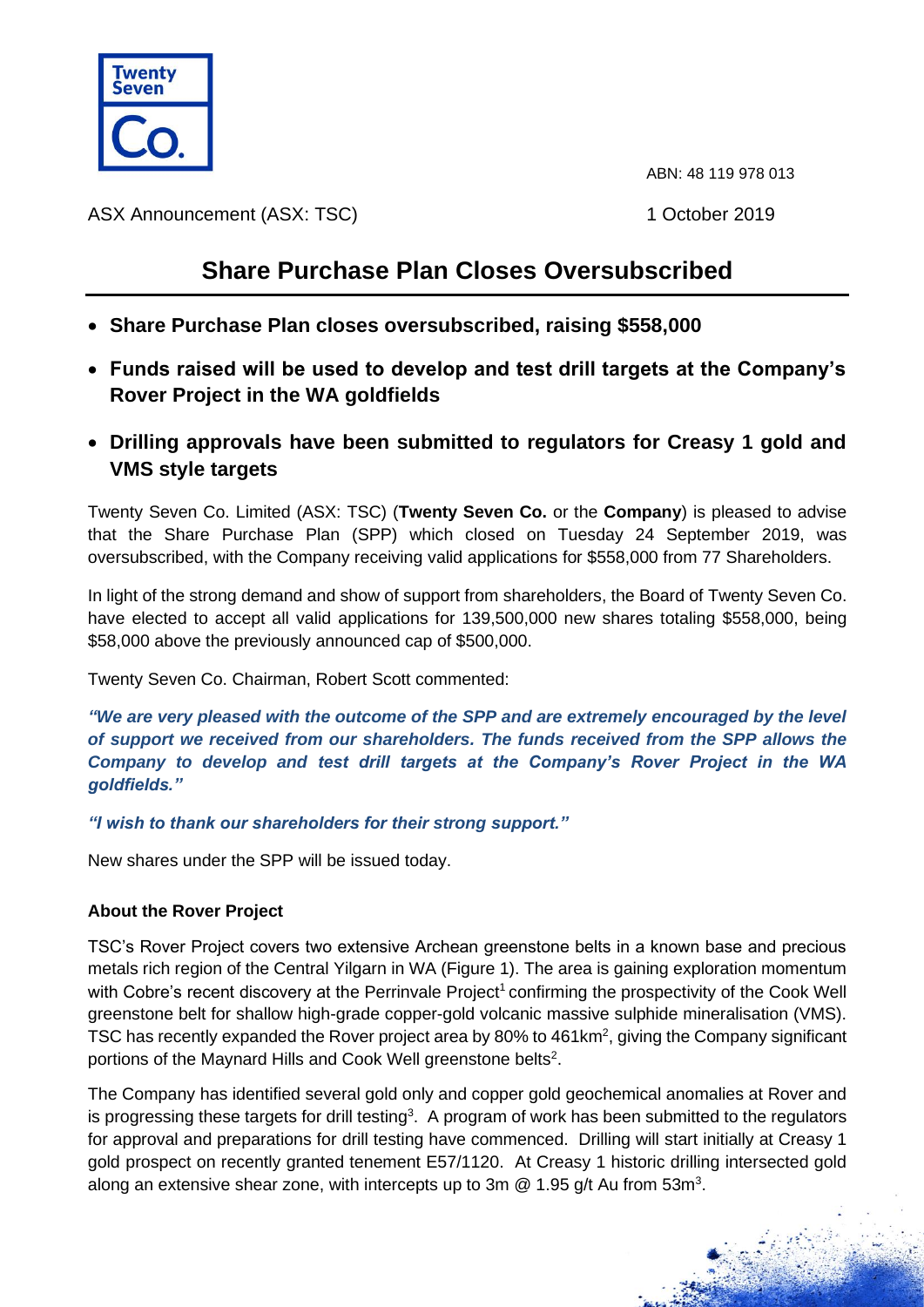ABN: 48 119 978 013

ASX Announcement (ASX: TSC)

1 October 2019

# Share Purchase Plan Closes Oversubscribed

- **Share Purchase Plan closes oversubscribed, raising $558,000**
- **Funds raised will be used to develop and test drill targets at the Company's Rover Project in the WA goldfields**
- **Drilling approvals have been submitted to regulators for Creasy 1 gold and VMS style targets**

Twenty Seven Co. Limited (ASX: TSC) (**Twenty Seven Co.** or the **Company**) is pleased to advise that the Share Purchase Plan (SPP) which closed on Tuesday 24 September 2019, was oversubscribed, with the Company receiving valid applications for $558,000 from 77 Shareholders.

In light of the strong demand and show of support from shareholders, the Board of Twenty Seven Co. have elected to accept all valid applications for 139,500,000 new shares totaling $558,000, being $58,000 above the previously announced cap of $500,000.

Twenty Seven Co. Chairman, Robert Scott commented:

***"We are very pleased with the outcome of the SPP and are extremely encouraged by the level of support we received from our shareholders. The funds received from the SPP allows the Company to develop and test drill targets at the Company's Rover Project in the WA goldfields."***

***"I wish to thank our shareholders for their strong support."***

New shares under the SPP will be issued today.

### About the Rover Project

TSC's Rover Project covers two extensive Archean greenstone belts in a known base and precious metals rich region of the Central Yilgarn in WA (Figure 1). The area is gaining exploration momentum with Cobre's recent discovery at the Perrinvale Project[1] confirming the prospectivity of the Cook Well greenstone belt for shallow high-grade copper-gold volcanic massive sulphide mineralisation (VMS). TSC has recently expanded the Rover project area by 80% to 461km$^2$, giving the Company significant portions of the Maynard Hills and Cook Well greenstone belts[2].

The Company has identified several gold only and copper gold geochemical anomalies at Rover and is progressing these targets for drill testing[3]. A program of work has been submitted to the regulators for approval and preparations for drill testing have commenced. Drilling will start initially at Creasy 1 gold prospect on recently granted tenement E57/1120. At Creasy 1 historic drilling intersected gold along an extensive shear zone, with intercepts up to 3m @ 1.95 g/t Au from 53m[3].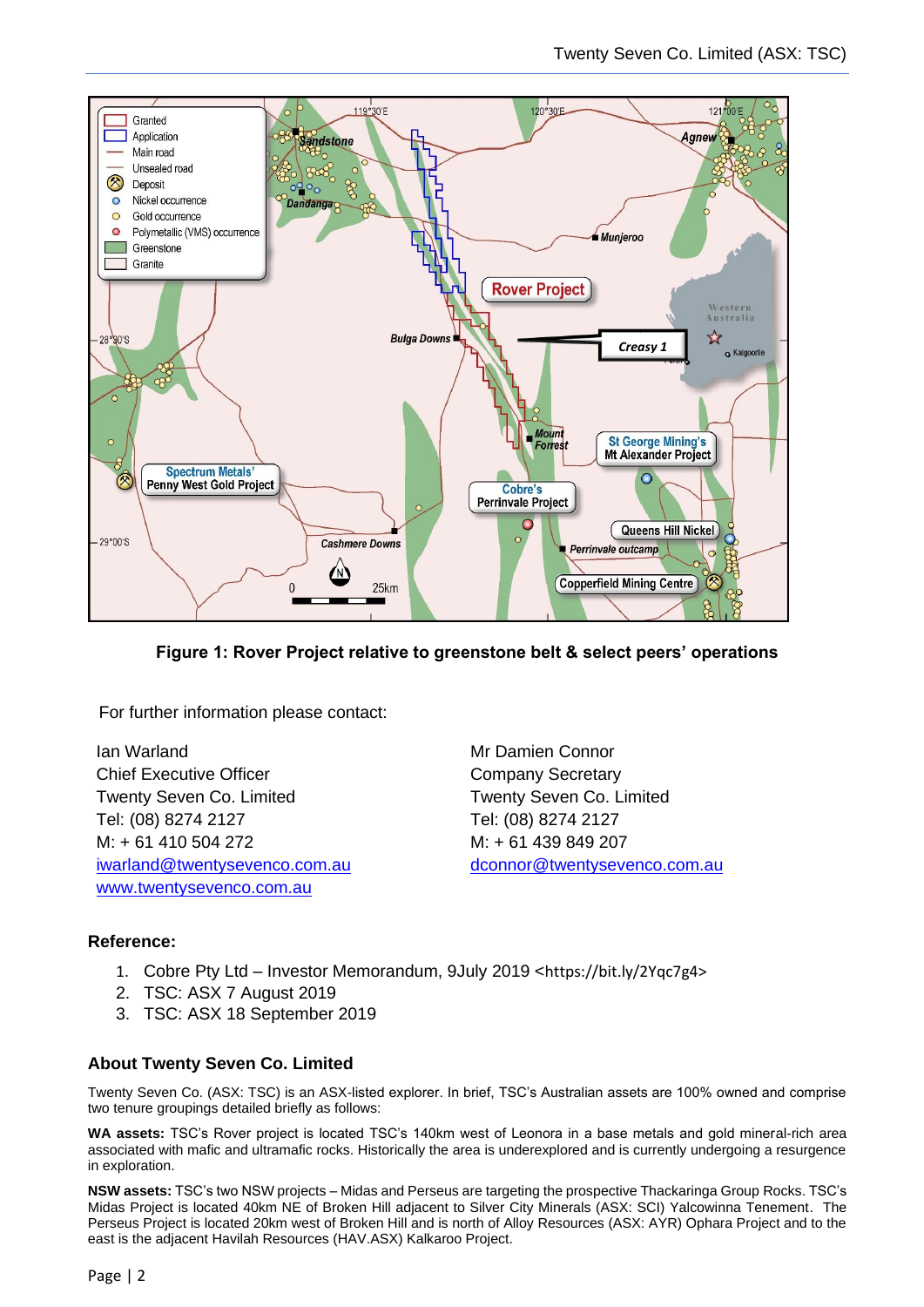**Figure 1: Rover Project relative to greenstone belt & select peers' operations**

For further information please contact:

Ian Warland
Chief Executive Officer
Twenty Seven Co. Limited
Tel: (08) 8274 2127
M: + 61 410 504 272
iwarland@twentysevenco.com.au
www.twentysevenco.com.au

Mr Damien Connor
Company Secretary
Twenty Seven Co. Limited
Tel: (08) 8274 2127
M: + 61 439 849 207
dconnor@twentysevenco.com.au

## Reference:

1. Cobre Pty Ltd – Investor Memorandum, 9July 2019 <https://bit.ly/2Yqc7g4>
2. TSC: ASX 7 August 2019
3. TSC: ASX 18 September 2019

## About Twenty Seven Co. Limited

Twenty Seven Co. (ASX: TSC) is an ASX-listed explorer. In brief, TSC's Australian assets are 100% owned and comprise two tenure groupings detailed briefly as follows:

**WA assets:** TSC's Rover project is located TSC's 140km west of Leonora in a base metals and gold mineral-rich area associated with mafic and ultramafic rocks. Historically the area is underexplored and is currently undergoing a resurgence in exploration.

**NSW assets:** TSC's two NSW projects – Midas and Perseus are targeting the prospective Thackaringa Group Rocks. TSC's Midas Project is located 40km NE of Broken Hill adjacent to Silver City Minerals (ASX: SCI) Yalcowinna Tenement. The Perseus Project is located 20km west of Broken Hill and is north of Alloy Resources (ASX: AYR) Ophara Project and to the east is the adjacent Havilah Resources (HAV.ASX) Kalkaroo Project.